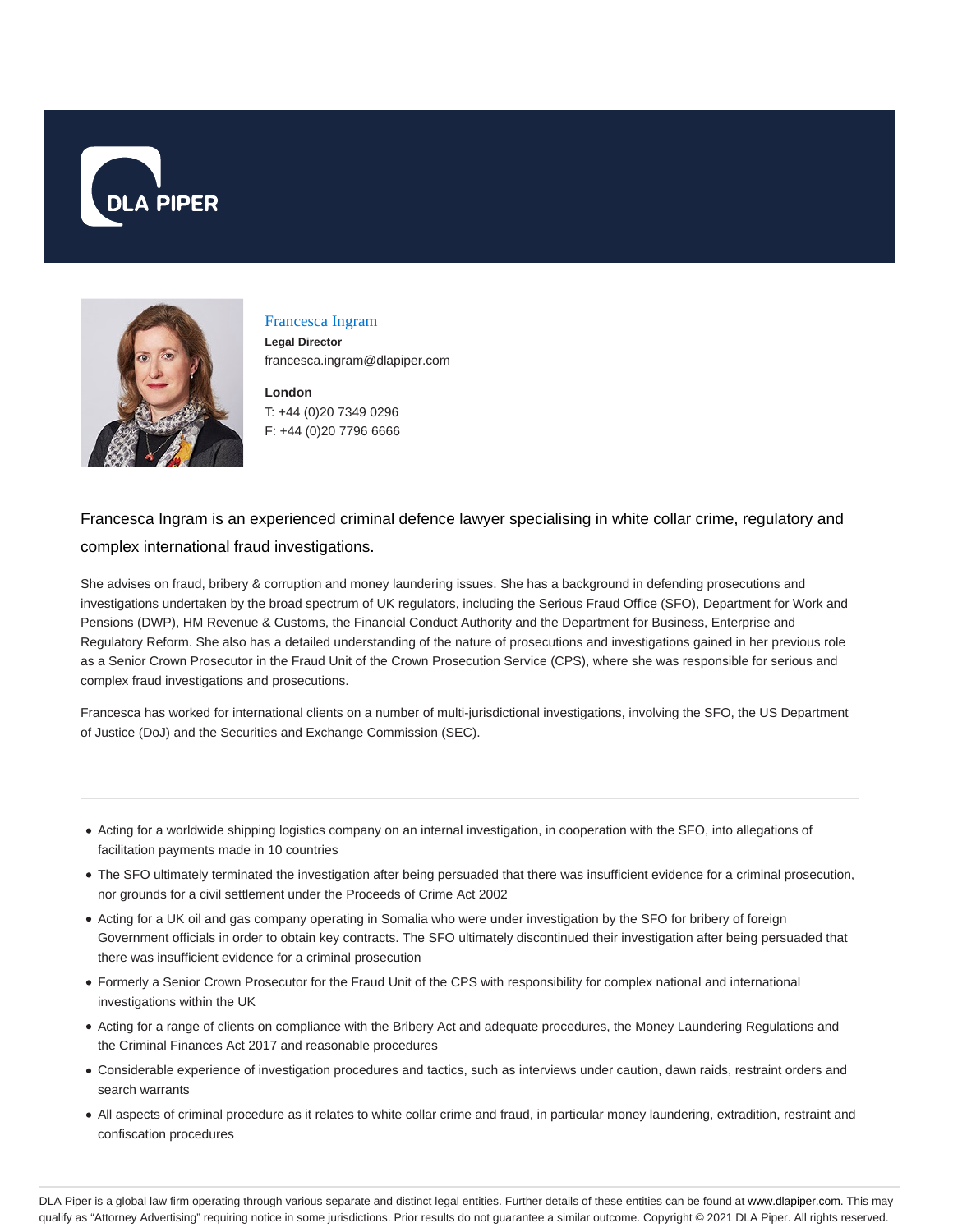DLA PIPER

## Francesca Ingram

**Legal Director**
francesca.ingram@dlapiper.com

**London**
T: +44 (0)20 7349 0296
F: +44 (0)20 7796 6666

Francesca Ingram is an experienced criminal defence lawyer specialising in white collar crime, regulatory and complex international fraud investigations.

She advises on fraud, bribery & corruption and money laundering issues. She has a background in defending prosecutions and investigations undertaken by the broad spectrum of UK regulators, including the Serious Fraud Office (SFO), Department for Work and Pensions (DWP), HM Revenue & Customs, the Financial Conduct Authority and the Department for Business, Enterprise and Regulatory Reform. She also has a detailed understanding of the nature of prosecutions and investigations gained in her previous role as a Senior Crown Prosecutor in the Fraud Unit of the Crown Prosecution Service (CPS), where she was responsible for serious and complex fraud investigations and prosecutions.

Francesca has worked for international clients on a number of multi-jurisdictional investigations, involving the SFO, the US Department of Justice (DoJ) and the Securities and Exchange Commission (SEC).

---

- Acting for a worldwide shipping logistics company on an internal investigation, in cooperation with the SFO, into allegations of facilitation payments made in 10 countries
- The SFO ultimately terminated the investigation after being persuaded that there was insufficient evidence for a criminal prosecution, nor grounds for a civil settlement under the Proceeds of Crime Act 2002
- Acting for a UK oil and gas company operating in Somalia who were under investigation by the SFO for bribery of foreign Government officials in order to obtain key contracts. The SFO ultimately discontinued their investigation after being persuaded that there was insufficient evidence for a criminal prosecution
- Formerly a Senior Crown Prosecutor for the Fraud Unit of the CPS with responsibility for complex national and international investigations within the UK
- Acting for a range of clients on compliance with the Bribery Act and adequate procedures, the Money Laundering Regulations and the Criminal Finances Act 2017 and reasonable procedures
- Considerable experience of investigation procedures and tactics, such as interviews under caution, dawn raids, restraint orders and search warrants
- All aspects of criminal procedure as it relates to white collar crime and fraud, in particular money laundering, extradition, restraint and confiscation procedures

DLA Piper is a global law firm operating through various separate and distinct legal entities. Further details of these entities can be found at www.dlapiper.com. This may qualify as "Attorney Advertising" requiring notice in some jurisdictions. Prior results do not guarantee a similar outcome. Copyright © 2021 DLA Piper. All rights reserved.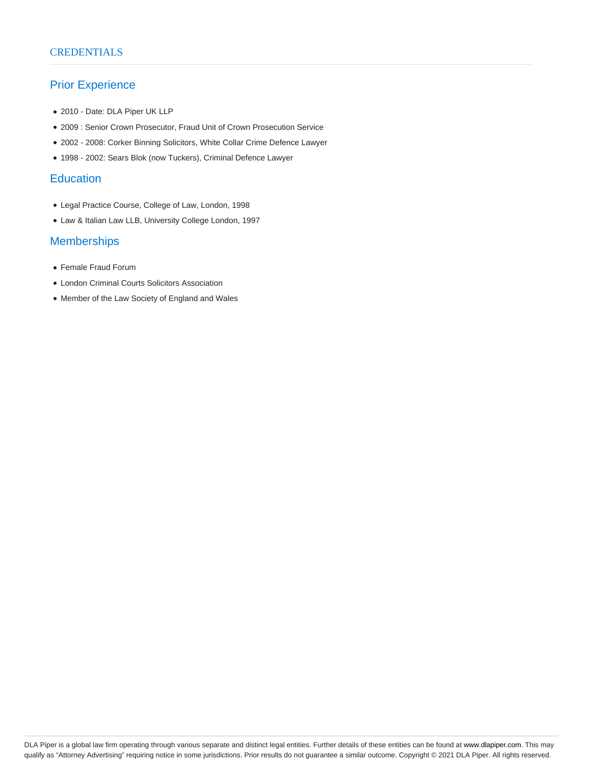# CREDENTIALS

## Prior Experience

- 2010 - Date: DLA Piper UK LLP
- 2009 : Senior Crown Prosecutor, Fraud Unit of Crown Prosecution Service
- 2002 - 2008: Corker Binning Solicitors, White Collar Crime Defence Lawyer
- 1998 - 2002: Sears Blok (now Tuckers), Criminal Defence Lawyer

## Education

- Legal Practice Course, College of Law, London, 1998
- Law & Italian Law LLB, University College London, 1997

## Memberships

- Female Fraud Forum
- London Criminal Courts Solicitors Association
- Member of the Law Society of England and Wales

DLA Piper is a global law firm operating through various separate and distinct legal entities. Further details of these entities can be found at www.dlapiper.com. This may qualify as "Attorney Advertising" requiring notice in some jurisdictions. Prior results do not guarantee a similar outcome. Copyright © 2021 DLA Piper. All rights reserved.